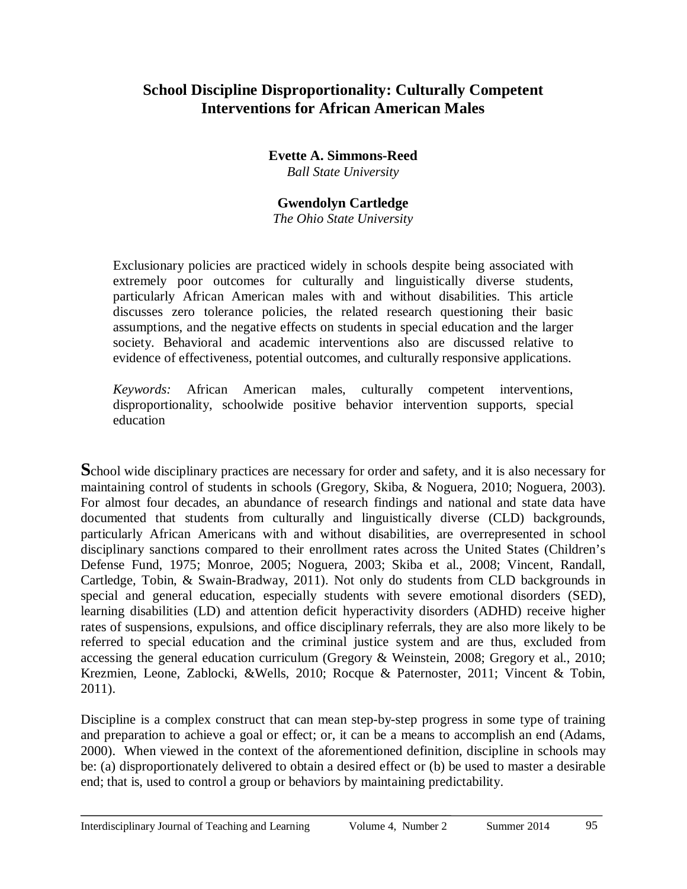# School Discipline Disproportionality: Culturally Competent Interventions for African American Males

**Evette A. Simmons-Reed**
*Ball State University*

**Gwendolyn Cartledge**
*The Ohio State University*

Exclusionary policies are practiced widely in schools despite being associated with extremely poor outcomes for culturally and linguistically diverse students, particularly African American males with and without disabilities. This article discusses zero tolerance policies, the related research questioning their basic assumptions, and the negative effects on students in special education and the larger society. Behavioral and academic interventions also are discussed relative to evidence of effectiveness, potential outcomes, and culturally responsive applications.

*Keywords:* African American males, culturally competent interventions, disproportionality, schoolwide positive behavior intervention supports, special education

**S**chool wide disciplinary practices are necessary for order and safety, and it is also necessary for maintaining control of students in schools (Gregory, Skiba, & Noguera, 2010; Noguera, 2003). For almost four decades, an abundance of research findings and national and state data have documented that students from culturally and linguistically diverse (CLD) backgrounds, particularly African Americans with and without disabilities, are overrepresented in school disciplinary sanctions compared to their enrollment rates across the United States (Children's Defense Fund, 1975; Monroe, 2005; Noguera, 2003; Skiba et al., 2008; Vincent, Randall, Cartledge, Tobin, & Swain-Bradway, 2011). Not only do students from CLD backgrounds in special and general education, especially students with severe emotional disorders (SED), learning disabilities (LD) and attention deficit hyperactivity disorders (ADHD) receive higher rates of suspensions, expulsions, and office disciplinary referrals, they are also more likely to be referred to special education and the criminal justice system and are thus, excluded from accessing the general education curriculum (Gregory & Weinstein, 2008; Gregory et al., 2010; Krezmien, Leone, Zablocki, &Wells, 2010; Rocque & Paternoster, 2011; Vincent & Tobin, 2011).

Discipline is a complex construct that can mean step-by-step progress in some type of training and preparation to achieve a goal or effect; or, it can be a means to accomplish an end (Adams, 2000). When viewed in the context of the aforementioned definition, discipline in schools may be: (a) disproportionately delivered to obtain a desired effect or (b) be used to master a desirable end; that is, used to control a group or behaviors by maintaining predictability.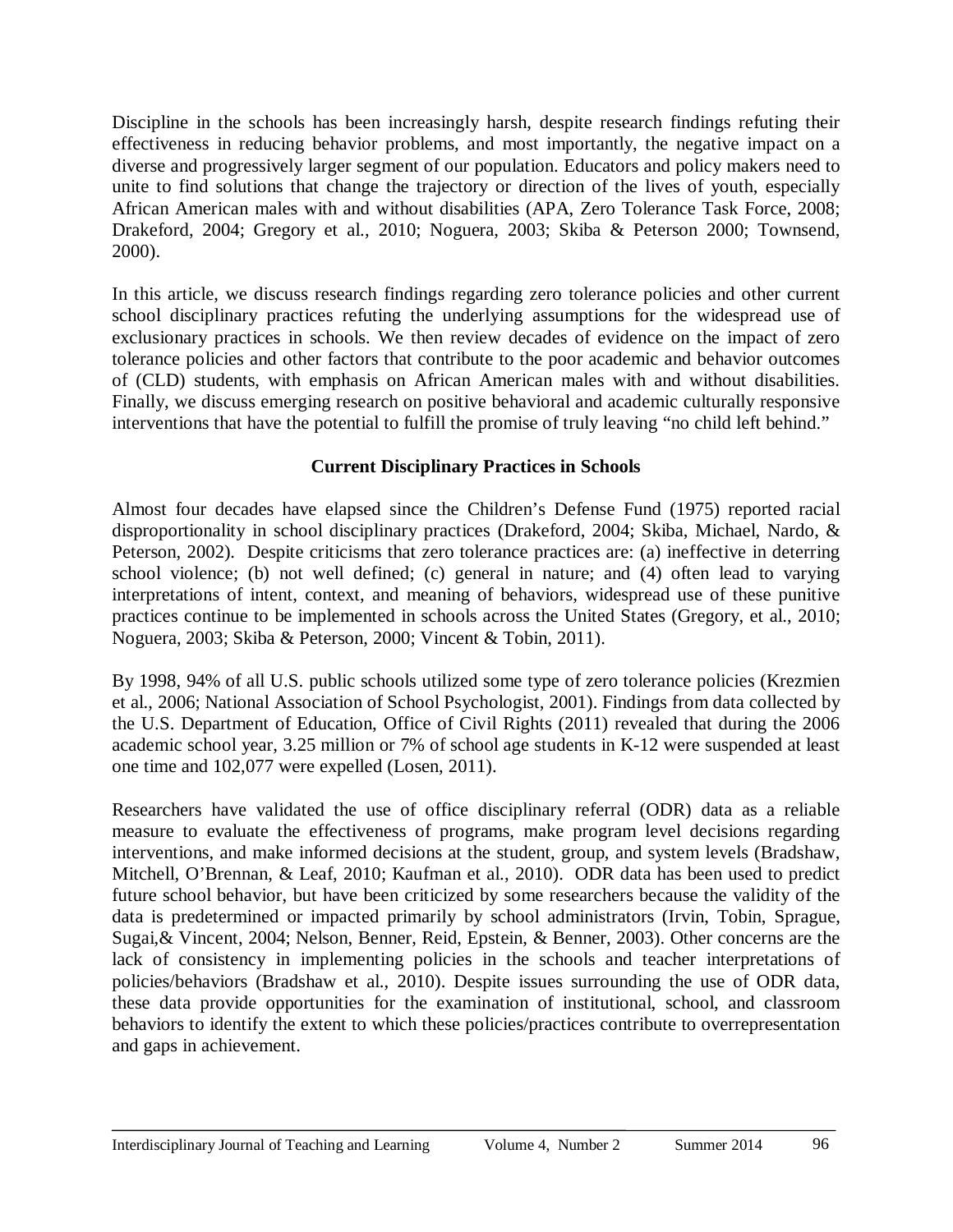Discipline in the schools has been increasingly harsh, despite research findings refuting their effectiveness in reducing behavior problems, and most importantly, the negative impact on a diverse and progressively larger segment of our population. Educators and policy makers need to unite to find solutions that change the trajectory or direction of the lives of youth, especially African American males with and without disabilities (APA, Zero Tolerance Task Force, 2008; Drakeford, 2004; Gregory et al., 2010; Noguera, 2003; Skiba & Peterson 2000; Townsend, 2000).

In this article, we discuss research findings regarding zero tolerance policies and other current school disciplinary practices refuting the underlying assumptions for the widespread use of exclusionary practices in schools. We then review decades of evidence on the impact of zero tolerance policies and other factors that contribute to the poor academic and behavior outcomes of (CLD) students, with emphasis on African American males with and without disabilities. Finally, we discuss emerging research on positive behavioral and academic culturally responsive interventions that have the potential to fulfill the promise of truly leaving "no child left behind."

## Current Disciplinary Practices in Schools

Almost four decades have elapsed since the Children's Defense Fund (1975) reported racial disproportionality in school disciplinary practices (Drakeford, 2004; Skiba, Michael, Nardo, & Peterson, 2002). Despite criticisms that zero tolerance practices are: (a) ineffective in deterring school violence; (b) not well defined; (c) general in nature; and (4) often lead to varying interpretations of intent, context, and meaning of behaviors, widespread use of these punitive practices continue to be implemented in schools across the United States (Gregory, et al., 2010; Noguera, 2003; Skiba & Peterson, 2000; Vincent & Tobin, 2011).

By 1998, 94% of all U.S. public schools utilized some type of zero tolerance policies (Krezmien et al., 2006; National Association of School Psychologist, 2001). Findings from data collected by the U.S. Department of Education, Office of Civil Rights (2011) revealed that during the 2006 academic school year, 3.25 million or 7% of school age students in K-12 were suspended at least one time and 102,077 were expelled (Losen, 2011).

Researchers have validated the use of office disciplinary referral (ODR) data as a reliable measure to evaluate the effectiveness of programs, make program level decisions regarding interventions, and make informed decisions at the student, group, and system levels (Bradshaw, Mitchell, O'Brennan, & Leaf, 2010; Kaufman et al., 2010). ODR data has been used to predict future school behavior, but have been criticized by some researchers because the validity of the data is predetermined or impacted primarily by school administrators (Irvin, Tobin, Sprague, Sugai,& Vincent, 2004; Nelson, Benner, Reid, Epstein, & Benner, 2003). Other concerns are the lack of consistency in implementing policies in the schools and teacher interpretations of policies/behaviors (Bradshaw et al., 2010). Despite issues surrounding the use of ODR data, these data provide opportunities for the examination of institutional, school, and classroom behaviors to identify the extent to which these policies/practices contribute to overrepresentation and gaps in achievement.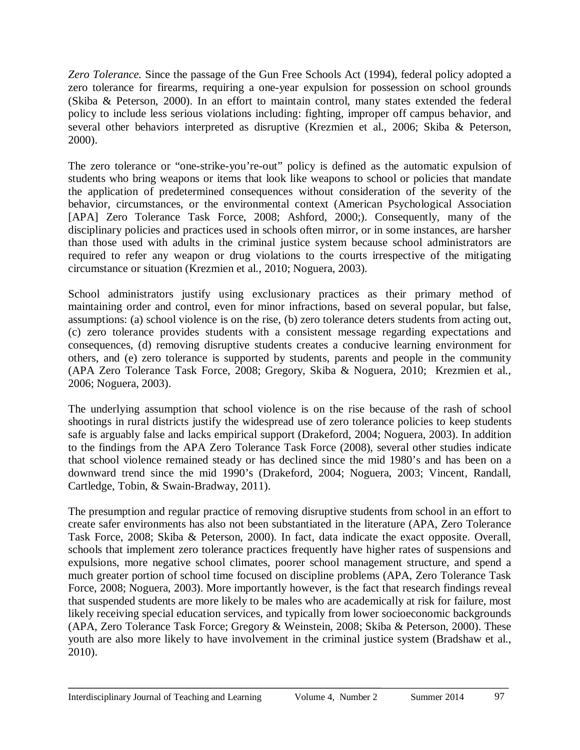*Zero Tolerance.* Since the passage of the Gun Free Schools Act (1994), federal policy adopted a zero tolerance for firearms, requiring a one-year expulsion for possession on school grounds (Skiba & Peterson, 2000). In an effort to maintain control, many states extended the federal policy to include less serious violations including: fighting, improper off campus behavior, and several other behaviors interpreted as disruptive (Krezmien et al., 2006; Skiba & Peterson, 2000).

The zero tolerance or "one-strike-you're-out" policy is defined as the automatic expulsion of students who bring weapons or items that look like weapons to school or policies that mandate the application of predetermined consequences without consideration of the severity of the behavior, circumstances, or the environmental context (American Psychological Association [APA] Zero Tolerance Task Force, 2008; Ashford, 2000;). Consequently, many of the disciplinary policies and practices used in schools often mirror, or in some instances, are harsher than those used with adults in the criminal justice system because school administrators are required to refer any weapon or drug violations to the courts irrespective of the mitigating circumstance or situation (Krezmien et al., 2010; Noguera, 2003).

School administrators justify using exclusionary practices as their primary method of maintaining order and control, even for minor infractions, based on several popular, but false, assumptions: (a) school violence is on the rise, (b) zero tolerance deters students from acting out, (c) zero tolerance provides students with a consistent message regarding expectations and consequences, (d) removing disruptive students creates a conducive learning environment for others, and (e) zero tolerance is supported by students, parents and people in the community (APA Zero Tolerance Task Force, 2008; Gregory, Skiba & Noguera, 2010; Krezmien et al., 2006; Noguera, 2003).

The underlying assumption that school violence is on the rise because of the rash of school shootings in rural districts justify the widespread use of zero tolerance policies to keep students safe is arguably false and lacks empirical support (Drakeford, 2004; Noguera, 2003). In addition to the findings from the APA Zero Tolerance Task Force (2008), several other studies indicate that school violence remained steady or has declined since the mid 1980's and has been on a downward trend since the mid 1990's (Drakeford, 2004; Noguera, 2003; Vincent, Randall, Cartledge, Tobin, & Swain-Bradway, 2011).

The presumption and regular practice of removing disruptive students from school in an effort to create safer environments has also not been substantiated in the literature (APA, Zero Tolerance Task Force, 2008; Skiba & Peterson, 2000). In fact, data indicate the exact opposite. Overall, schools that implement zero tolerance practices frequently have higher rates of suspensions and expulsions, more negative school climates, poorer school management structure, and spend a much greater portion of school time focused on discipline problems (APA, Zero Tolerance Task Force, 2008; Noguera, 2003). More importantly however, is the fact that research findings reveal that suspended students are more likely to be males who are academically at risk for failure, most likely receiving special education services, and typically from lower socioeconomic backgrounds (APA, Zero Tolerance Task Force; Gregory & Weinstein, 2008; Skiba & Peterson, 2000). These youth are also more likely to have involvement in the criminal justice system (Bradshaw et al., 2010).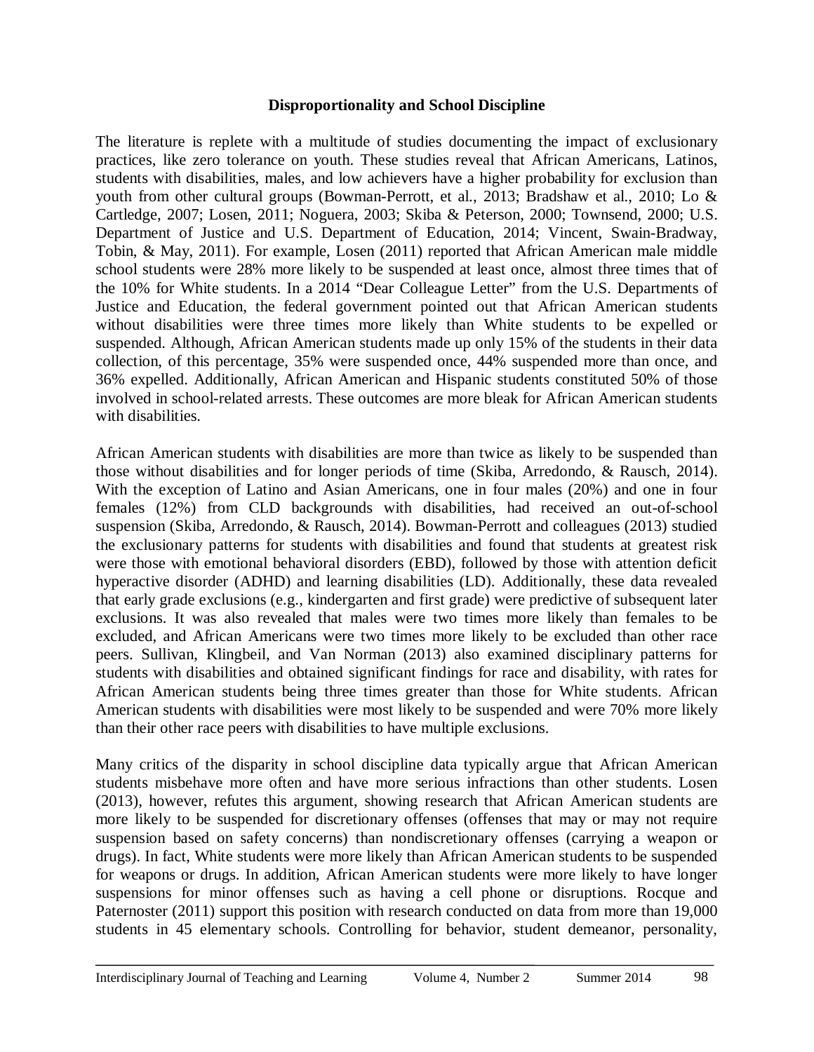## Disproportionality and School Discipline

The literature is replete with a multitude of studies documenting the impact of exclusionary practices, like zero tolerance on youth. These studies reveal that African Americans, Latinos, students with disabilities, males, and low achievers have a higher probability for exclusion than youth from other cultural groups (Bowman-Perrott, et al., 2013; Bradshaw et al., 2010; Lo & Cartledge, 2007; Losen, 2011; Noguera, 2003; Skiba & Peterson, 2000; Townsend, 2000; U.S. Department of Justice and U.S. Department of Education, 2014; Vincent, Swain-Bradway, Tobin, & May, 2011). For example, Losen (2011) reported that African American male middle school students were 28% more likely to be suspended at least once, almost three times that of the 10% for White students. In a 2014 "Dear Colleague Letter" from the U.S. Departments of Justice and Education, the federal government pointed out that African American students without disabilities were three times more likely than White students to be expelled or suspended. Although, African American students made up only 15% of the students in their data collection, of this percentage, 35% were suspended once, 44% suspended more than once, and 36% expelled. Additionally, African American and Hispanic students constituted 50% of those involved in school-related arrests. These outcomes are more bleak for African American students with disabilities.

African American students with disabilities are more than twice as likely to be suspended than those without disabilities and for longer periods of time (Skiba, Arredondo, & Rausch, 2014). With the exception of Latino and Asian Americans, one in four males (20%) and one in four females (12%) from CLD backgrounds with disabilities, had received an out-of-school suspension (Skiba, Arredondo, & Rausch, 2014). Bowman-Perrott and colleagues (2013) studied the exclusionary patterns for students with disabilities and found that students at greatest risk were those with emotional behavioral disorders (EBD), followed by those with attention deficit hyperactive disorder (ADHD) and learning disabilities (LD). Additionally, these data revealed that early grade exclusions (e.g., kindergarten and first grade) were predictive of subsequent later exclusions. It was also revealed that males were two times more likely than females to be excluded, and African Americans were two times more likely to be excluded than other race peers. Sullivan, Klingbeil, and Van Norman (2013) also examined disciplinary patterns for students with disabilities and obtained significant findings for race and disability, with rates for African American students being three times greater than those for White students. African American students with disabilities were most likely to be suspended and were 70% more likely than their other race peers with disabilities to have multiple exclusions.

Many critics of the disparity in school discipline data typically argue that African American students misbehave more often and have more serious infractions than other students. Losen (2013), however, refutes this argument, showing research that African American students are more likely to be suspended for discretionary offenses (offenses that may or may not require suspension based on safety concerns) than nondiscretionary offenses (carrying a weapon or drugs). In fact, White students were more likely than African American students to be suspended for weapons or drugs. In addition, African American students were more likely to have longer suspensions for minor offenses such as having a cell phone or disruptions. Rocque and Paternoster (2011) support this position with research conducted on data from more than 19,000 students in 45 elementary schools. Controlling for behavior, student demeanor, personality,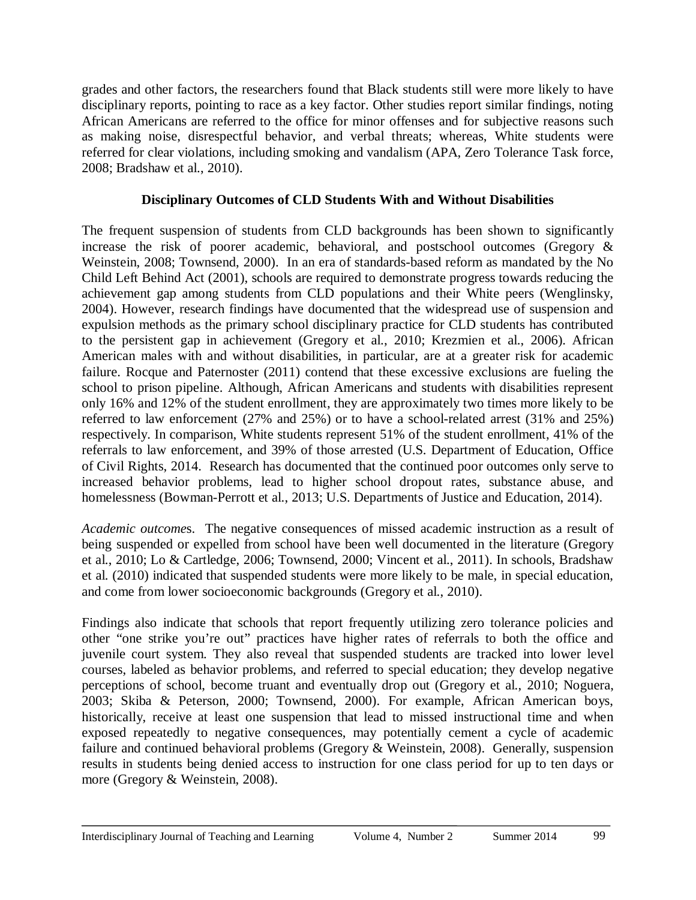grades and other factors, the researchers found that Black students still were more likely to have disciplinary reports, pointing to race as a key factor. Other studies report similar findings, noting African Americans are referred to the office for minor offenses and for subjective reasons such as making noise, disrespectful behavior, and verbal threats; whereas, White students were referred for clear violations, including smoking and vandalism (APA, Zero Tolerance Task force, 2008; Bradshaw et al., 2010).

## Disciplinary Outcomes of CLD Students With and Without Disabilities

The frequent suspension of students from CLD backgrounds has been shown to significantly increase the risk of poorer academic, behavioral, and postschool outcomes (Gregory & Weinstein, 2008; Townsend, 2000). In an era of standards-based reform as mandated by the No Child Left Behind Act (2001), schools are required to demonstrate progress towards reducing the achievement gap among students from CLD populations and their White peers (Wenglinsky, 2004). However, research findings have documented that the widespread use of suspension and expulsion methods as the primary school disciplinary practice for CLD students has contributed to the persistent gap in achievement (Gregory et al., 2010; Krezmien et al., 2006). African American males with and without disabilities, in particular, are at a greater risk for academic failure. Rocque and Paternoster (2011) contend that these excessive exclusions are fueling the school to prison pipeline. Although, African Americans and students with disabilities represent only 16% and 12% of the student enrollment, they are approximately two times more likely to be referred to law enforcement (27% and 25%) or to have a school-related arrest (31% and 25%) respectively. In comparison, White students represent 51% of the student enrollment, 41% of the referrals to law enforcement, and 39% of those arrested (U.S. Department of Education, Office of Civil Rights, 2014. Research has documented that the continued poor outcomes only serve to increased behavior problems, lead to higher school dropout rates, substance abuse, and homelessness (Bowman-Perrott et al., 2013; U.S. Departments of Justice and Education, 2014).

*Academic outcomes*. The negative consequences of missed academic instruction as a result of being suspended or expelled from school have been well documented in the literature (Gregory et al., 2010; Lo & Cartledge, 2006; Townsend, 2000; Vincent et al., 2011). In schools, Bradshaw et al. (2010) indicated that suspended students were more likely to be male, in special education, and come from lower socioeconomic backgrounds (Gregory et al., 2010).

Findings also indicate that schools that report frequently utilizing zero tolerance policies and other "one strike you're out" practices have higher rates of referrals to both the office and juvenile court system. They also reveal that suspended students are tracked into lower level courses, labeled as behavior problems, and referred to special education; they develop negative perceptions of school, become truant and eventually drop out (Gregory et al., 2010; Noguera, 2003; Skiba & Peterson, 2000; Townsend, 2000). For example, African American boys, historically, receive at least one suspension that lead to missed instructional time and when exposed repeatedly to negative consequences, may potentially cement a cycle of academic failure and continued behavioral problems (Gregory & Weinstein, 2008). Generally, suspension results in students being denied access to instruction for one class period for up to ten days or more (Gregory & Weinstein, 2008).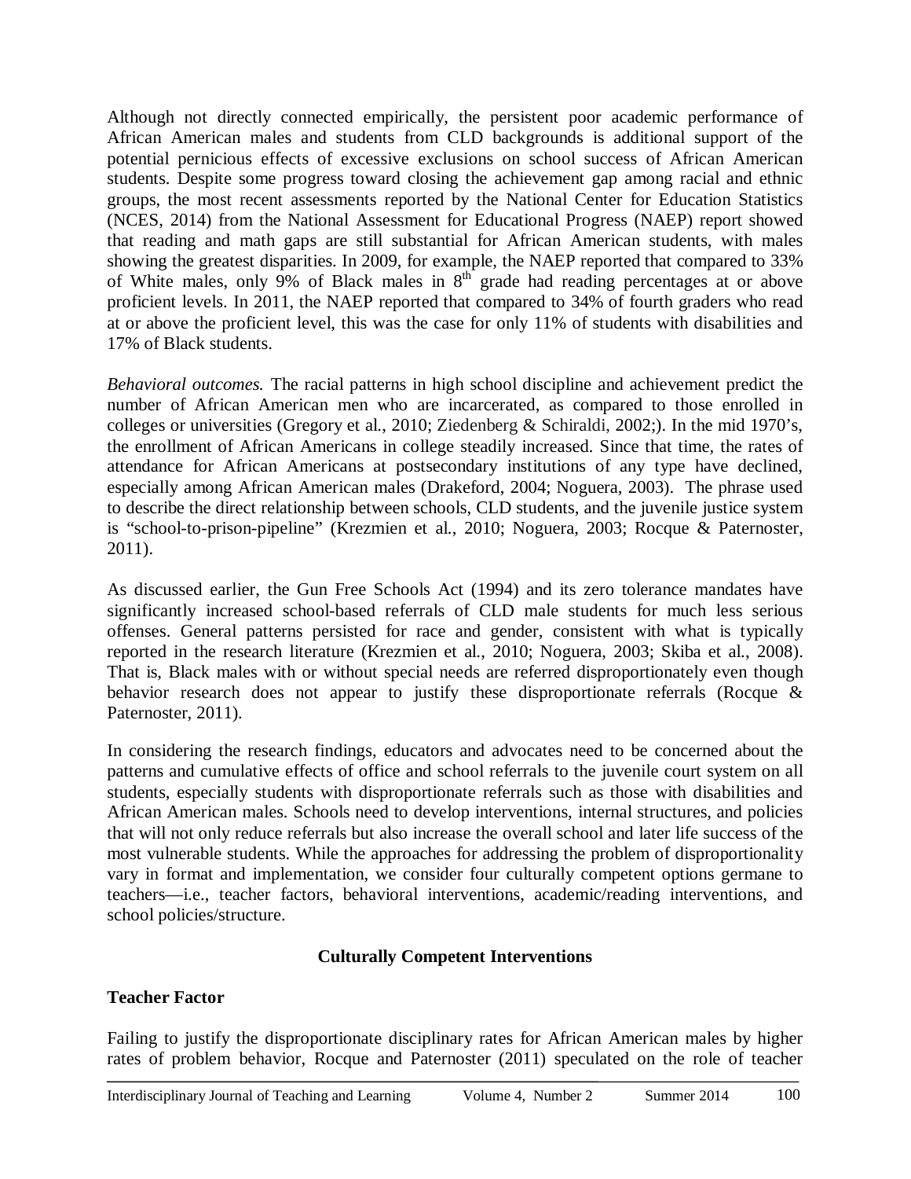Although not directly connected empirically, the persistent poor academic performance of African American males and students from CLD backgrounds is additional support of the potential pernicious effects of excessive exclusions on school success of African American students. Despite some progress toward closing the achievement gap among racial and ethnic groups, the most recent assessments reported by the National Center for Education Statistics (NCES, 2014) from the National Assessment for Educational Progress (NAEP) report showed that reading and math gaps are still substantial for African American students, with males showing the greatest disparities. In 2009, for example, the NAEP reported that compared to 33% of White males, only 9% of Black males in 8th grade had reading percentages at or above proficient levels. In 2011, the NAEP reported that compared to 34% of fourth graders who read at or above the proficient level, this was the case for only 11% of students with disabilities and 17% of Black students.

*Behavioral outcomes.* The racial patterns in high school discipline and achievement predict the number of African American men who are incarcerated, as compared to those enrolled in colleges or universities (Gregory et al., 2010; Ziedenberg & Schiraldi, 2002;). In the mid 1970's, the enrollment of African Americans in college steadily increased. Since that time, the rates of attendance for African Americans at postsecondary institutions of any type have declined, especially among African American males (Drakeford, 2004; Noguera, 2003). The phrase used to describe the direct relationship between schools, CLD students, and the juvenile justice system is "school-to-prison-pipeline" (Krezmien et al., 2010; Noguera, 2003; Rocque & Paternoster, 2011).

As discussed earlier, the Gun Free Schools Act (1994) and its zero tolerance mandates have significantly increased school-based referrals of CLD male students for much less serious offenses. General patterns persisted for race and gender, consistent with what is typically reported in the research literature (Krezmien et al., 2010; Noguera, 2003; Skiba et al., 2008). That is, Black males with or without special needs are referred disproportionately even though behavior research does not appear to justify these disproportionate referrals (Rocque & Paternoster, 2011).

In considering the research findings, educators and advocates need to be concerned about the patterns and cumulative effects of office and school referrals to the juvenile court system on all students, especially students with disproportionate referrals such as those with disabilities and African American males. Schools need to develop interventions, internal structures, and policies that will not only reduce referrals but also increase the overall school and later life success of the most vulnerable students. While the approaches for addressing the problem of disproportionality vary in format and implementation, we consider four culturally competent options germane to teachers—i.e., teacher factors, behavioral interventions, academic/reading interventions, and school policies/structure.

## Culturally Competent Interventions

### Teacher Factor

Failing to justify the disproportionate disciplinary rates for African American males by higher rates of problem behavior, Rocque and Paternoster (2011) speculated on the role of teacher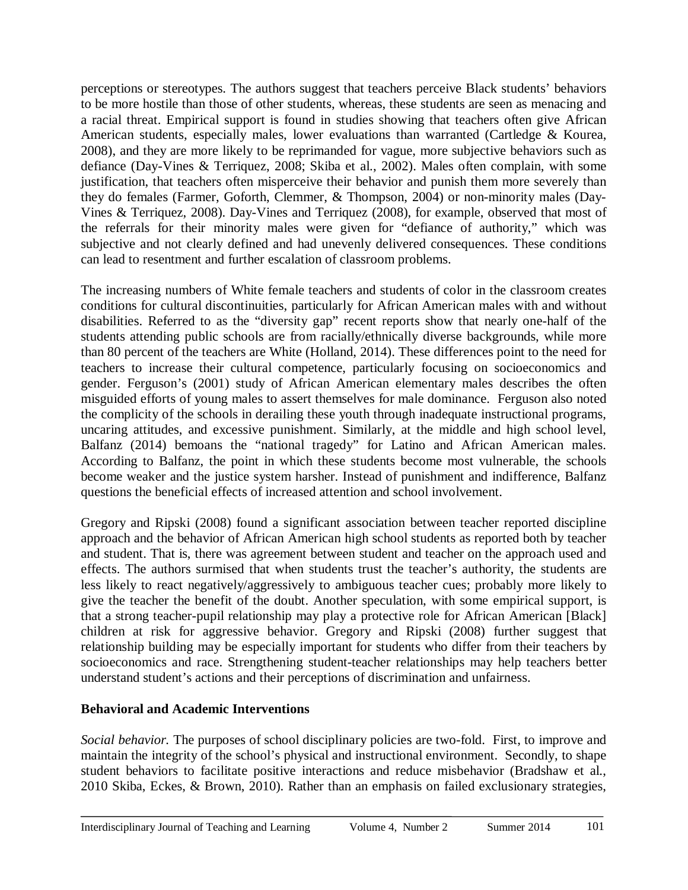perceptions or stereotypes. The authors suggest that teachers perceive Black students' behaviors to be more hostile than those of other students, whereas, these students are seen as menacing and a racial threat. Empirical support is found in studies showing that teachers often give African American students, especially males, lower evaluations than warranted (Cartledge & Kourea, 2008), and they are more likely to be reprimanded for vague, more subjective behaviors such as defiance (Day-Vines & Terriquez, 2008; Skiba et al., 2002). Males often complain, with some justification, that teachers often misperceive their behavior and punish them more severely than they do females (Farmer, Goforth, Clemmer, & Thompson, 2004) or non-minority males (Day-Vines & Terriquez, 2008). Day-Vines and Terriquez (2008), for example, observed that most of the referrals for their minority males were given for "defiance of authority," which was subjective and not clearly defined and had unevenly delivered consequences. These conditions can lead to resentment and further escalation of classroom problems.

The increasing numbers of White female teachers and students of color in the classroom creates conditions for cultural discontinuities, particularly for African American males with and without disabilities. Referred to as the "diversity gap" recent reports show that nearly one-half of the students attending public schools are from racially/ethnically diverse backgrounds, while more than 80 percent of the teachers are White (Holland, 2014). These differences point to the need for teachers to increase their cultural competence, particularly focusing on socioeconomics and gender. Ferguson's (2001) study of African American elementary males describes the often misguided efforts of young males to assert themselves for male dominance. Ferguson also noted the complicity of the schools in derailing these youth through inadequate instructional programs, uncaring attitudes, and excessive punishment. Similarly, at the middle and high school level, Balfanz (2014) bemoans the "national tragedy" for Latino and African American males. According to Balfanz, the point in which these students become most vulnerable, the schools become weaker and the justice system harsher. Instead of punishment and indifference, Balfanz questions the beneficial effects of increased attention and school involvement.

Gregory and Ripski (2008) found a significant association between teacher reported discipline approach and the behavior of African American high school students as reported both by teacher and student. That is, there was agreement between student and teacher on the approach used and effects. The authors surmised that when students trust the teacher's authority, the students are less likely to react negatively/aggressively to ambiguous teacher cues; probably more likely to give the teacher the benefit of the doubt. Another speculation, with some empirical support, is that a strong teacher-pupil relationship may play a protective role for African American [Black] children at risk for aggressive behavior. Gregory and Ripski (2008) further suggest that relationship building may be especially important for students who differ from their teachers by socioeconomics and race. Strengthening student-teacher relationships may help teachers better understand student's actions and their perceptions of discrimination and unfairness.

## Behavioral and Academic Interventions

*Social behavior.* The purposes of school disciplinary policies are two-fold. First, to improve and maintain the integrity of the school's physical and instructional environment. Secondly, to shape student behaviors to facilitate positive interactions and reduce misbehavior (Bradshaw et al., 2010 Skiba, Eckes, & Brown, 2010). Rather than an emphasis on failed exclusionary strategies,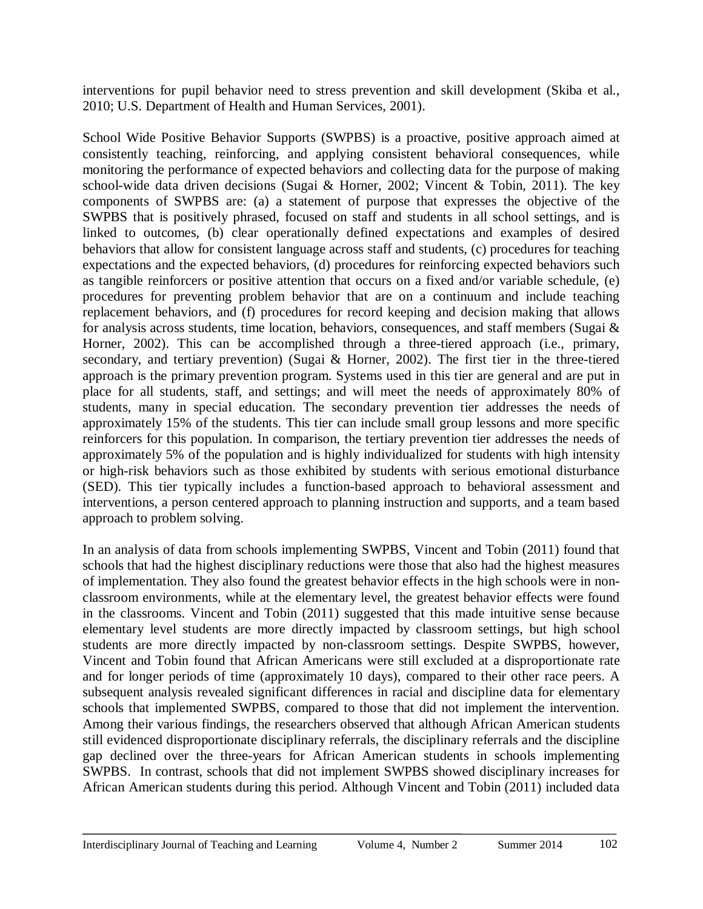interventions for pupil behavior need to stress prevention and skill development (Skiba et al., 2010; U.S. Department of Health and Human Services, 2001).

School Wide Positive Behavior Supports (SWPBS) is a proactive, positive approach aimed at consistently teaching, reinforcing, and applying consistent behavioral consequences, while monitoring the performance of expected behaviors and collecting data for the purpose of making school-wide data driven decisions (Sugai & Horner, 2002; Vincent & Tobin, 2011). The key components of SWPBS are: (a) a statement of purpose that expresses the objective of the SWPBS that is positively phrased, focused on staff and students in all school settings, and is linked to outcomes, (b) clear operationally defined expectations and examples of desired behaviors that allow for consistent language across staff and students, (c) procedures for teaching expectations and the expected behaviors, (d) procedures for reinforcing expected behaviors such as tangible reinforcers or positive attention that occurs on a fixed and/or variable schedule, (e) procedures for preventing problem behavior that are on a continuum and include teaching replacement behaviors, and (f) procedures for record keeping and decision making that allows for analysis across students, time location, behaviors, consequences, and staff members (Sugai & Horner, 2002). This can be accomplished through a three-tiered approach (i.e., primary, secondary, and tertiary prevention) (Sugai & Horner, 2002). The first tier in the three-tiered approach is the primary prevention program. Systems used in this tier are general and are put in place for all students, staff, and settings; and will meet the needs of approximately 80% of students, many in special education. The secondary prevention tier addresses the needs of approximately 15% of the students. This tier can include small group lessons and more specific reinforcers for this population. In comparison, the tertiary prevention tier addresses the needs of approximately 5% of the population and is highly individualized for students with high intensity or high-risk behaviors such as those exhibited by students with serious emotional disturbance (SED). This tier typically includes a function-based approach to behavioral assessment and interventions, a person centered approach to planning instruction and supports, and a team based approach to problem solving.

In an analysis of data from schools implementing SWPBS, Vincent and Tobin (2011) found that schools that had the highest disciplinary reductions were those that also had the highest measures of implementation. They also found the greatest behavior effects in the high schools were in non-classroom environments, while at the elementary level, the greatest behavior effects were found in the classrooms. Vincent and Tobin (2011) suggested that this made intuitive sense because elementary level students are more directly impacted by classroom settings, but high school students are more directly impacted by non-classroom settings. Despite SWPBS, however, Vincent and Tobin found that African Americans were still excluded at a disproportionate rate and for longer periods of time (approximately 10 days), compared to their other race peers. A subsequent analysis revealed significant differences in racial and discipline data for elementary schools that implemented SWPBS, compared to those that did not implement the intervention. Among their various findings, the researchers observed that although African American students still evidenced disproportionate disciplinary referrals, the disciplinary referrals and the discipline gap declined over the three-years for African American students in schools implementing SWPBS. In contrast, schools that did not implement SWPBS showed disciplinary increases for African American students during this period. Although Vincent and Tobin (2011) included data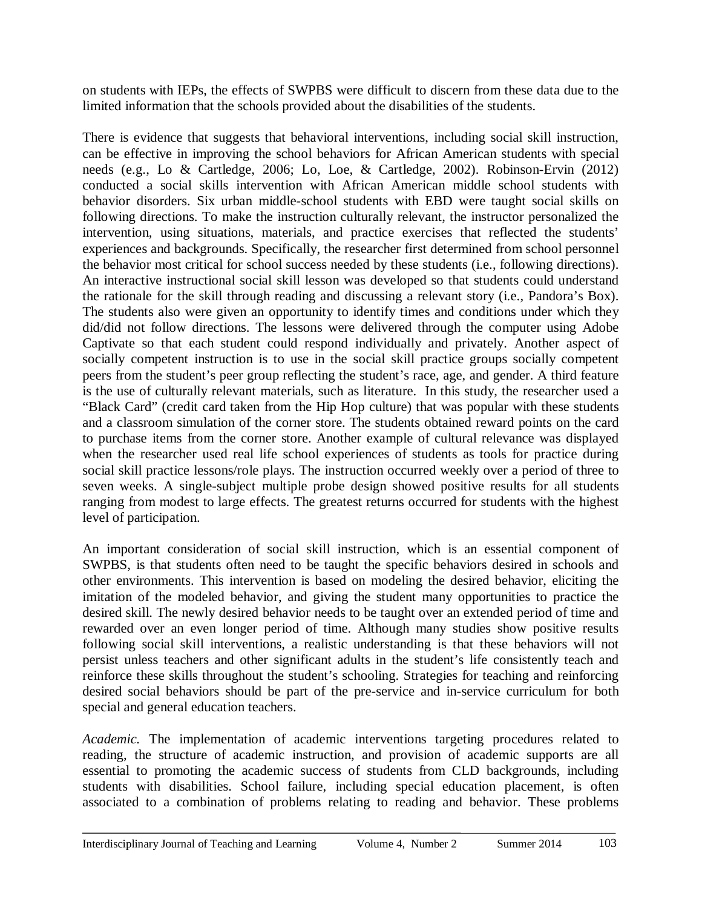on students with IEPs, the effects of SWPBS were difficult to discern from these data due to the limited information that the schools provided about the disabilities of the students.

There is evidence that suggests that behavioral interventions, including social skill instruction, can be effective in improving the school behaviors for African American students with special needs (e.g., Lo & Cartledge, 2006; Lo, Loe, & Cartledge, 2002). Robinson-Ervin (2012) conducted a social skills intervention with African American middle school students with behavior disorders. Six urban middle-school students with EBD were taught social skills on following directions. To make the instruction culturally relevant, the instructor personalized the intervention, using situations, materials, and practice exercises that reflected the students' experiences and backgrounds. Specifically, the researcher first determined from school personnel the behavior most critical for school success needed by these students (i.e., following directions). An interactive instructional social skill lesson was developed so that students could understand the rationale for the skill through reading and discussing a relevant story (i.e., Pandora's Box). The students also were given an opportunity to identify times and conditions under which they did/did not follow directions. The lessons were delivered through the computer using Adobe Captivate so that each student could respond individually and privately. Another aspect of socially competent instruction is to use in the social skill practice groups socially competent peers from the student's peer group reflecting the student's race, age, and gender. A third feature is the use of culturally relevant materials, such as literature. In this study, the researcher used a "Black Card" (credit card taken from the Hip Hop culture) that was popular with these students and a classroom simulation of the corner store. The students obtained reward points on the card to purchase items from the corner store. Another example of cultural relevance was displayed when the researcher used real life school experiences of students as tools for practice during social skill practice lessons/role plays. The instruction occurred weekly over a period of three to seven weeks. A single-subject multiple probe design showed positive results for all students ranging from modest to large effects. The greatest returns occurred for students with the highest level of participation.

An important consideration of social skill instruction, which is an essential component of SWPBS, is that students often need to be taught the specific behaviors desired in schools and other environments. This intervention is based on modeling the desired behavior, eliciting the imitation of the modeled behavior, and giving the student many opportunities to practice the desired skill. The newly desired behavior needs to be taught over an extended period of time and rewarded over an even longer period of time. Although many studies show positive results following social skill interventions, a realistic understanding is that these behaviors will not persist unless teachers and other significant adults in the student's life consistently teach and reinforce these skills throughout the student's schooling. Strategies for teaching and reinforcing desired social behaviors should be part of the pre-service and in-service curriculum for both special and general education teachers.

*Academic.* The implementation of academic interventions targeting procedures related to reading, the structure of academic instruction, and provision of academic supports are all essential to promoting the academic success of students from CLD backgrounds, including students with disabilities. School failure, including special education placement, is often associated to a combination of problems relating to reading and behavior. These problems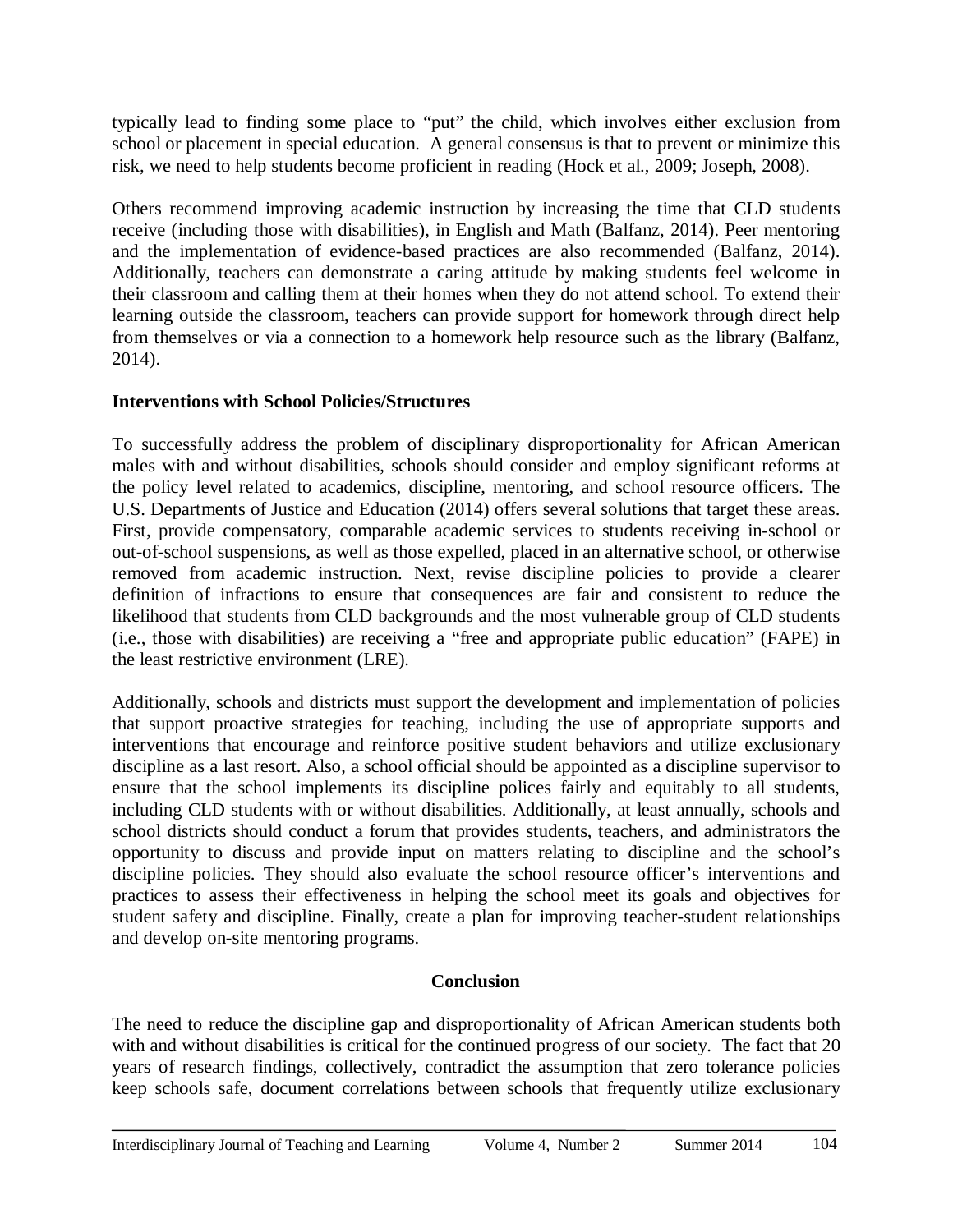typically lead to finding some place to "put" the child, which involves either exclusion from school or placement in special education. A general consensus is that to prevent or minimize this risk, we need to help students become proficient in reading (Hock et al., 2009; Joseph, 2008).

Others recommend improving academic instruction by increasing the time that CLD students receive (including those with disabilities), in English and Math (Balfanz, 2014). Peer mentoring and the implementation of evidence-based practices are also recommended (Balfanz, 2014). Additionally, teachers can demonstrate a caring attitude by making students feel welcome in their classroom and calling them at their homes when they do not attend school. To extend their learning outside the classroom, teachers can provide support for homework through direct help from themselves or via a connection to a homework help resource such as the library (Balfanz, 2014).

**Interventions with School Policies/Structures**

To successfully address the problem of disciplinary disproportionality for African American males with and without disabilities, schools should consider and employ significant reforms at the policy level related to academics, discipline, mentoring, and school resource officers. The U.S. Departments of Justice and Education (2014) offers several solutions that target these areas. First, provide compensatory, comparable academic services to students receiving in-school or out-of-school suspensions, as well as those expelled, placed in an alternative school, or otherwise removed from academic instruction. Next, revise discipline policies to provide a clearer definition of infractions to ensure that consequences are fair and consistent to reduce the likelihood that students from CLD backgrounds and the most vulnerable group of CLD students (i.e., those with disabilities) are receiving a "free and appropriate public education" (FAPE) in the least restrictive environment (LRE).

Additionally, schools and districts must support the development and implementation of policies that support proactive strategies for teaching, including the use of appropriate supports and interventions that encourage and reinforce positive student behaviors and utilize exclusionary discipline as a last resort. Also, a school official should be appointed as a discipline supervisor to ensure that the school implements its discipline polices fairly and equitably to all students, including CLD students with or without disabilities. Additionally, at least annually, schools and school districts should conduct a forum that provides students, teachers, and administrators the opportunity to discuss and provide input on matters relating to discipline and the school's discipline policies. They should also evaluate the school resource officer's interventions and practices to assess their effectiveness in helping the school meet its goals and objectives for student safety and discipline. Finally, create a plan for improving teacher-student relationships and develop on-site mentoring programs.

## Conclusion

The need to reduce the discipline gap and disproportionality of African American students both with and without disabilities is critical for the continued progress of our society. The fact that 20 years of research findings, collectively, contradict the assumption that zero tolerance policies keep schools safe, document correlations between schools that frequently utilize exclusionary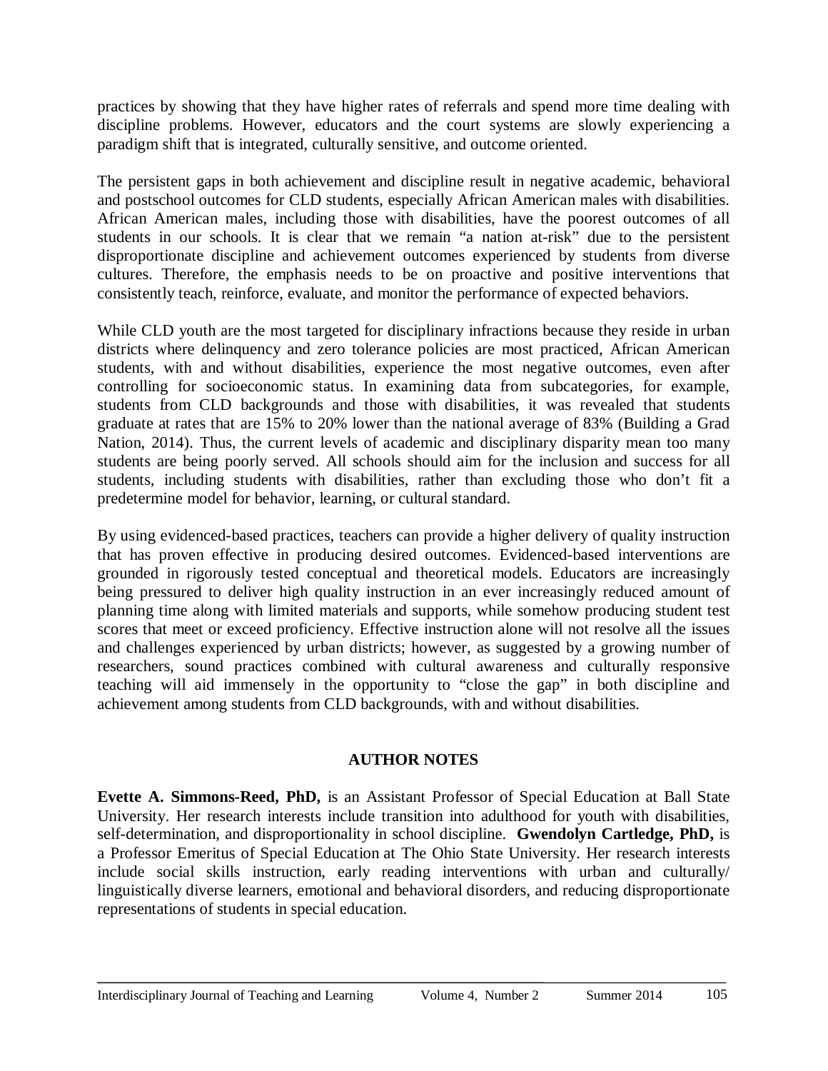practices by showing that they have higher rates of referrals and spend more time dealing with discipline problems. However, educators and the court systems are slowly experiencing a paradigm shift that is integrated, culturally sensitive, and outcome oriented.

The persistent gaps in both achievement and discipline result in negative academic, behavioral and postschool outcomes for CLD students, especially African American males with disabilities. African American males, including those with disabilities, have the poorest outcomes of all students in our schools. It is clear that we remain "a nation at-risk" due to the persistent disproportionate discipline and achievement outcomes experienced by students from diverse cultures. Therefore, the emphasis needs to be on proactive and positive interventions that consistently teach, reinforce, evaluate, and monitor the performance of expected behaviors.

While CLD youth are the most targeted for disciplinary infractions because they reside in urban districts where delinquency and zero tolerance policies are most practiced, African American students, with and without disabilities, experience the most negative outcomes, even after controlling for socioeconomic status. In examining data from subcategories, for example, students from CLD backgrounds and those with disabilities, it was revealed that students graduate at rates that are 15% to 20% lower than the national average of 83% (Building a Grad Nation, 2014). Thus, the current levels of academic and disciplinary disparity mean too many students are being poorly served. All schools should aim for the inclusion and success for all students, including students with disabilities, rather than excluding those who don't fit a predetermine model for behavior, learning, or cultural standard.

By using evidenced-based practices, teachers can provide a higher delivery of quality instruction that has proven effective in producing desired outcomes. Evidenced-based interventions are grounded in rigorously tested conceptual and theoretical models. Educators are increasingly being pressured to deliver high quality instruction in an ever increasingly reduced amount of planning time along with limited materials and supports, while somehow producing student test scores that meet or exceed proficiency. Effective instruction alone will not resolve all the issues and challenges experienced by urban districts; however, as suggested by a growing number of researchers, sound practices combined with cultural awareness and culturally responsive teaching will aid immensely in the opportunity to "close the gap" in both discipline and achievement among students from CLD backgrounds, with and without disabilities.

## AUTHOR NOTES

**Evette A. Simmons-Reed, PhD,** is an Assistant Professor of Special Education at Ball State University. Her research interests include transition into adulthood for youth with disabilities, self-determination, and disproportionality in school discipline. **Gwendolyn Cartledge, PhD,** is a Professor Emeritus of Special Education at The Ohio State University. Her research interests include social skills instruction, early reading interventions with urban and culturally/ linguistically diverse learners, emotional and behavioral disorders, and reducing disproportionate representations of students in special education.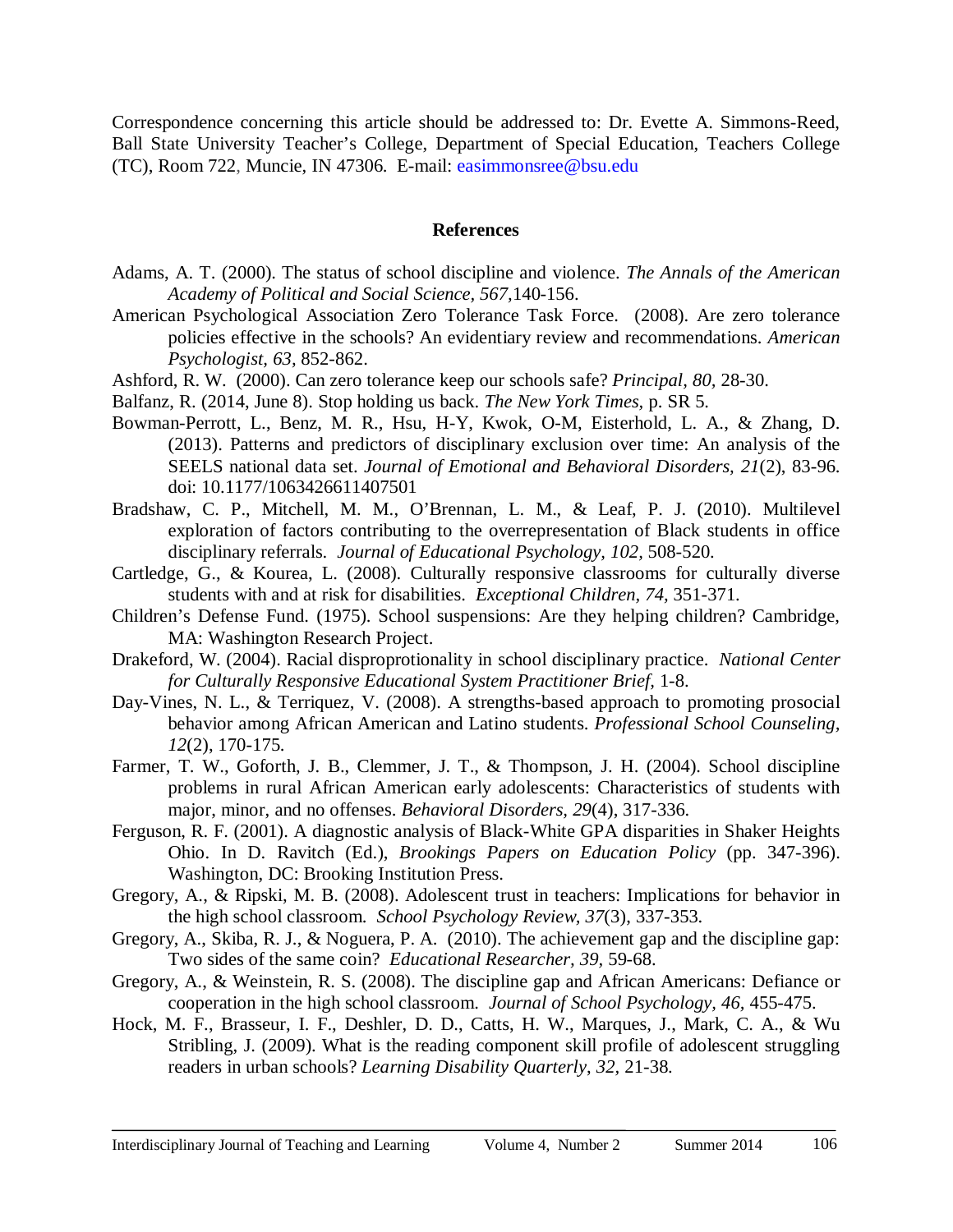Correspondence concerning this article should be addressed to: Dr. Evette A. Simmons-Reed, Ball State University Teacher's College, Department of Special Education, Teachers College (TC), Room 722, Muncie, IN 47306. E-mail: easimmonsree@bsu.edu

## References

Adams, A. T. (2000). The status of school discipline and violence. *The Annals of the American Academy of Political and Social Science, 567,*140-156.

American Psychological Association Zero Tolerance Task Force. (2008). Are zero tolerance policies effective in the schools? An evidentiary review and recommendations. *American Psychologist, 63,* 852-862.

Ashford, R. W. (2000). Can zero tolerance keep our schools safe? *Principal, 80,* 28-30.

Balfanz, R. (2014, June 8). Stop holding us back. *The New York Times,* p. SR 5.

Bowman-Perrott, L., Benz, M. R., Hsu, H-Y, Kwok, O-M, Eisterhold, L. A., & Zhang, D. (2013). Patterns and predictors of disciplinary exclusion over time: An analysis of the SEELS national data set. *Journal of Emotional and Behavioral Disorders, 21*(2), 83-96. doi: 10.1177/1063426611407501

Bradshaw, C. P., Mitchell, M. M., O'Brennan, L. M., & Leaf, P. J. (2010). Multilevel exploration of factors contributing to the overrepresentation of Black students in office disciplinary referrals. *Journal of Educational Psychology, 102,* 508-520.

Cartledge, G., & Kourea, L. (2008). Culturally responsive classrooms for culturally diverse students with and at risk for disabilities. *Exceptional Children, 74,* 351-371.

Children's Defense Fund. (1975). School suspensions: Are they helping children? Cambridge, MA: Washington Research Project.

Drakeford, W. (2004). Racial disproprotionality in school disciplinary practice. *National Center for Culturally Responsive Educational System Practitioner Brief,* 1-8.

Day-Vines, N. L., & Terriquez, V. (2008). A strengths-based approach to promoting prosocial behavior among African American and Latino students. *Professional School Counseling, 12*(2), 170-175.

Farmer, T. W., Goforth, J. B., Clemmer, J. T., & Thompson, J. H. (2004). School discipline problems in rural African American early adolescents: Characteristics of students with major, minor, and no offenses. *Behavioral Disorders, 29*(4), 317-336.

Ferguson, R. F. (2001). A diagnostic analysis of Black-White GPA disparities in Shaker Heights Ohio. In D. Ravitch (Ed.), *Brookings Papers on Education Policy* (pp. 347-396). Washington, DC: Brooking Institution Press.

Gregory, A., & Ripski, M. B. (2008). Adolescent trust in teachers: Implications for behavior in the high school classroom. *School Psychology Review, 37*(3), 337-353.

Gregory, A., Skiba, R. J., & Noguera, P. A. (2010). The achievement gap and the discipline gap: Two sides of the same coin? *Educational Researcher, 39,* 59-68.

Gregory, A., & Weinstein, R. S. (2008). The discipline gap and African Americans: Defiance or cooperation in the high school classroom. *Journal of School Psychology, 46,* 455-475.

Hock, M. F., Brasseur, I. F., Deshler, D. D., Catts, H. W., Marques, J., Mark, C. A., & Wu Stribling, J. (2009). What is the reading component skill profile of adolescent struggling readers in urban schools? *Learning Disability Quarterly, 32,* 21-38.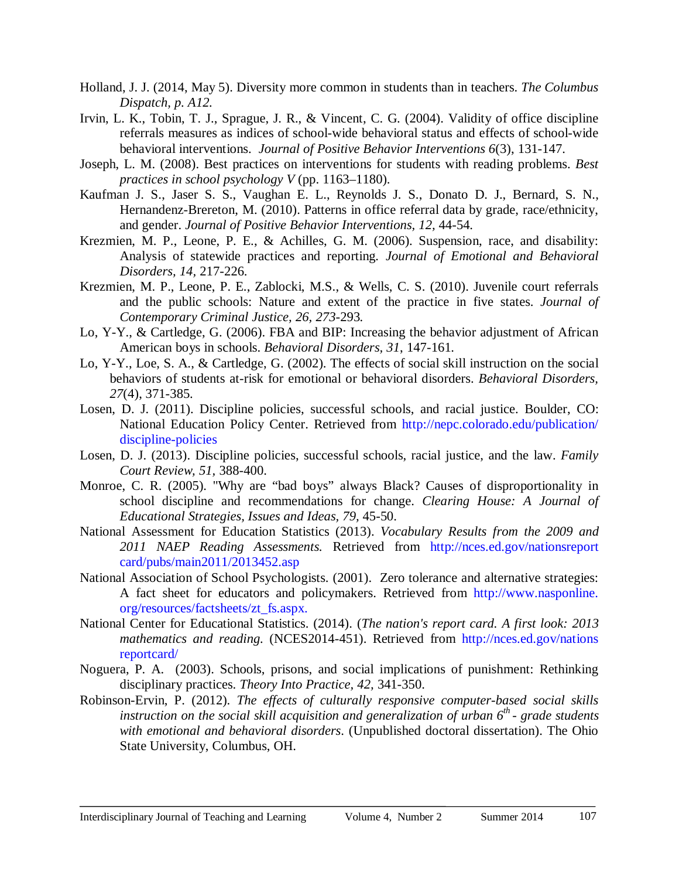Holland, J. J. (2014, May 5). Diversity more common in students than in teachers. *The Columbus Dispatch, p. A12.*

Irvin, L. K., Tobin, T. J., Sprague, J. R., & Vincent, C. G. (2004). Validity of office discipline referrals measures as indices of school-wide behavioral status and effects of school-wide behavioral interventions. *Journal of Positive Behavior Interventions 6*(3), 131-147.

Joseph, L. M. (2008). Best practices on interventions for students with reading problems. *Best practices in school psychology V* (pp. 1163–1180).

Kaufman J. S., Jaser S. S., Vaughan E. L., Reynolds J. S., Donato D. J., Bernard, S. N., Hernandenz-Brereton, M. (2010). Patterns in office referral data by grade, race/ethnicity, and gender. *Journal of Positive Behavior Interventions, 12,* 44-54.

Krezmien, M. P., Leone, P. E., & Achilles, G. M. (2006). Suspension, race, and disability: Analysis of statewide practices and reporting. *Journal of Emotional and Behavioral Disorders, 14,* 217-226.

Krezmien, M. P., Leone, P. E., Zablocki, M.S., & Wells, C. S. (2010). Juvenile court referrals and the public schools: Nature and extent of the practice in five states. *Journal of Contemporary Criminal Justice, 26, 273*-293.

Lo, Y-Y., & Cartledge, G. (2006). FBA and BIP: Increasing the behavior adjustment of African American boys in schools. *Behavioral Disorders, 31,* 147-161.

Lo, Y-Y., Loe, S. A., & Cartledge, G. (2002). The effects of social skill instruction on the social behaviors of students at-risk for emotional or behavioral disorders. *Behavioral Disorders, 27*(4), 371-385.

Losen, D. J. (2011). Discipline policies, successful schools, and racial justice. Boulder, CO: National Education Policy Center. Retrieved from http://nepc.colorado.edu/publication/discipline-policies

Losen, D. J. (2013). Discipline policies, successful schools, racial justice, and the law. *Family Court Review, 51,* 388-400.

Monroe, C. R. (2005). "Why are "bad boys" always Black? Causes of disproportionality in school discipline and recommendations for change. *Clearing House: A Journal of Educational Strategies, Issues and Ideas, 79,* 45-50.

National Assessment for Education Statistics (2013). *Vocabulary Results from the 2009 and 2011 NAEP Reading Assessments.* Retrieved from http://nces.ed.gov/nationsreportcard/pubs/main2011/2013452.asp

National Association of School Psychologists. (2001). Zero tolerance and alternative strategies: A fact sheet for educators and policymakers. Retrieved from http://www.nasponline.org/resources/factsheets/zt_fs.aspx.

National Center for Educational Statistics. (2014). (*The nation's report card. A first look: 2013 mathematics and reading.* (NCES2014-451). Retrieved from http://nces.ed.gov/nationsreportcard/

Noguera, P. A. (2003). Schools, prisons, and social implications of punishment: Rethinking disciplinary practices. *Theory Into Practice, 42,* 341-350.

Robinson-Ervin, P. (2012). *The effects of culturally responsive computer-based social skills instruction on the social skill acquisition and generalization of urban 6th - grade students with emotional and behavioral disorders*. (Unpublished doctoral dissertation). The Ohio State University, Columbus, OH.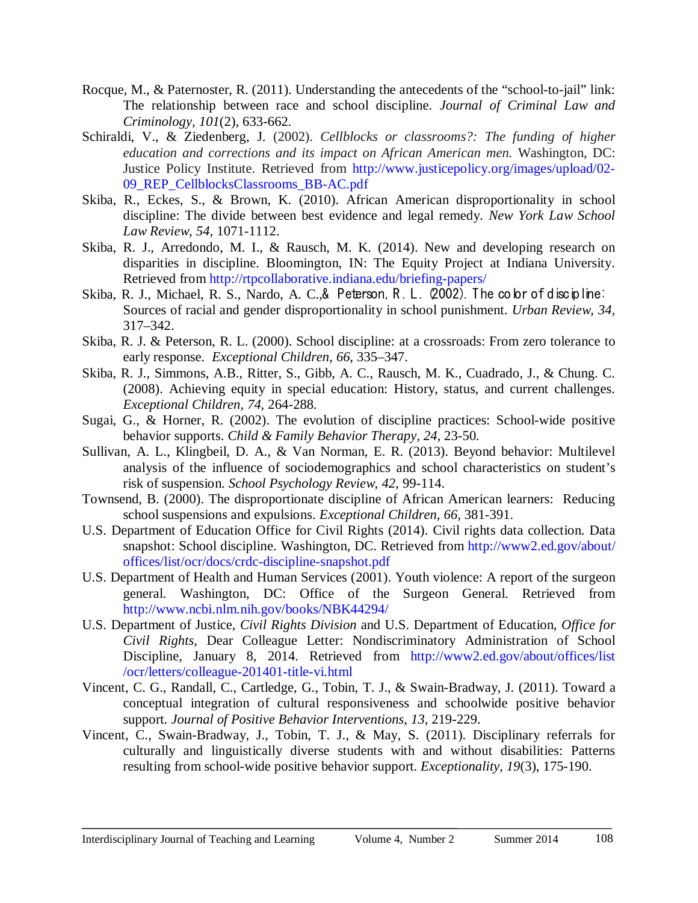Rocque, M., & Paternoster, R. (2011). Understanding the antecedents of the "school-to-jail" link: The relationship between race and school discipline. *Journal of Criminal Law and Criminology, 101*(2), 633-662.

Schiraldi, V., & Ziedenberg, J. (2002). *Cellblocks or classrooms?: The funding of higher education and corrections and its impact on African American men.* Washington, DC: Justice Policy Institute. Retrieved from http://www.justicepolicy.org/images/upload/02-09_REP_CellblocksClassrooms_BB-AC.pdf

Skiba, R., Eckes, S., & Brown, K. (2010). African American disproportionality in school discipline: The divide between best evidence and legal remedy. *New York Law School Law Review, 54*, 1071-1112.

Skiba, R. J., Arredondo, M. I., & Rausch, M. K. (2014). New and developing research on disparities in discipline. Bloomington, IN: The Equity Project at Indiana University. Retrieved from http://rtpcollaborative.indiana.edu/briefing-papers/

Skiba, R. J., Michael, R. S., Nardo, A. C.,& Peterson, R. L. (2002). The color of discipline: Sources of racial and gender disproportionality in school punishment. *Urban Review, 34*, 317–342.

Skiba, R. J. & Peterson, R. L. (2000). School discipline: at a crossroads: From zero tolerance to early response. *Exceptional Children, 66*, 335–347.

Skiba, R. J., Simmons, A.B., Ritter, S., Gibb, A. C., Rausch, M. K., Cuadrado, J., & Chung. C. (2008). Achieving equity in special education: History, status, and current challenges. *Exceptional Children, 74*, 264-288.

Sugai, G., & Horner, R. (2002). The evolution of discipline practices: School-wide positive behavior supports. *Child & Family Behavior Therapy, 24*, 23-50.

Sullivan, A. L., Klingbeil, D. A., & Van Norman, E. R. (2013). Beyond behavior: Multilevel analysis of the influence of sociodemographics and school characteristics on student's risk of suspension. *School Psychology Review, 42*, 99-114.

Townsend, B. (2000). The disproportionate discipline of African American learners: Reducing school suspensions and expulsions. *Exceptional Children, 66*, 381-391.

U.S. Department of Education Office for Civil Rights (2014). Civil rights data collection. Data snapshot: School discipline. Washington, DC. Retrieved from http://www2.ed.gov/about/offices/list/ocr/docs/crdc-discipline-snapshot.pdf

U.S. Department of Health and Human Services (2001). Youth violence: A report of the surgeon general. Washington, DC: Office of the Surgeon General. Retrieved from http://www.ncbi.nlm.nih.gov/books/NBK44294/

U.S. Department of Justice, *Civil Rights Division* and U.S. Department of Education, *Office for Civil Rights*, Dear Colleague Letter: Nondiscriminatory Administration of School Discipline, January 8, 2014. Retrieved from http://www2.ed.gov/about/offices/list/ocr/letters/colleague-201401-title-vi.html

Vincent, C. G., Randall, C., Cartledge, G., Tobin, T. J., & Swain-Bradway, J. (2011). Toward a conceptual integration of cultural responsiveness and schoolwide positive behavior support. *Journal of Positive Behavior Interventions, 13*, 219-229.

Vincent, C., Swain-Bradway, J., Tobin, T. J., & May, S. (2011). Disciplinary referrals for culturally and linguistically diverse students with and without disabilities: Patterns resulting from school-wide positive behavior support. *Exceptionality, 19*(3), 175-190.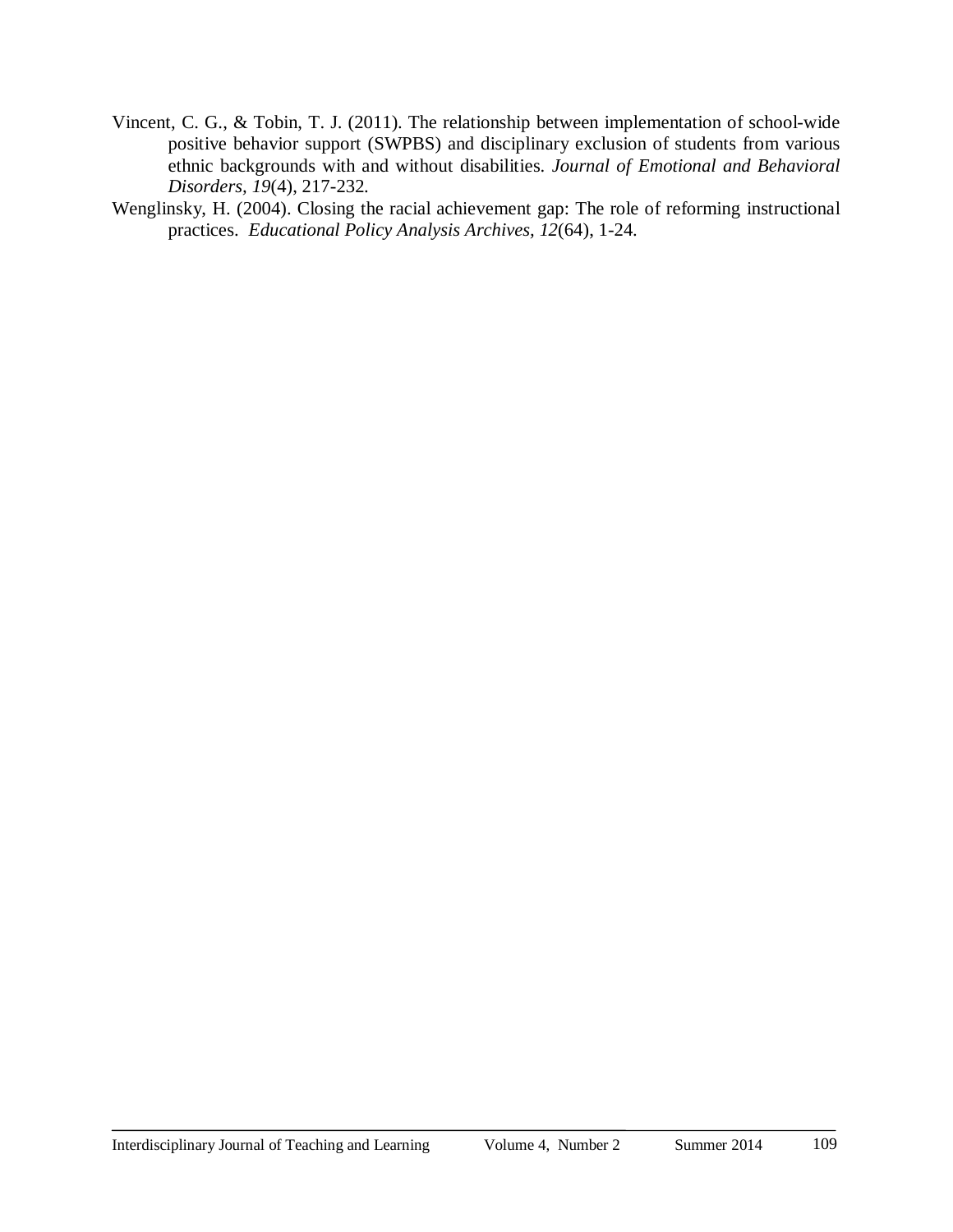Vincent, C. G., & Tobin, T. J. (2011). The relationship between implementation of school-wide positive behavior support (SWPBS) and disciplinary exclusion of students from various ethnic backgrounds with and without disabilities. *Journal of Emotional and Behavioral Disorders, 19*(4), 217-232.

Wenglinsky, H. (2004). Closing the racial achievement gap: The role of reforming instructional practices. *Educational Policy Analysis Archives, 12*(64), 1-24.